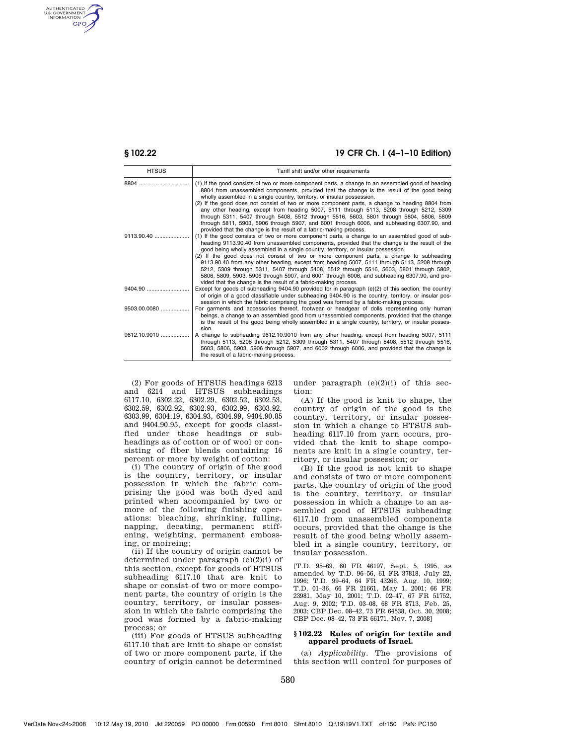| HTSUS | Tariff shift and/or other requirements |
| --- | --- |
| 8804 | (1) If the good consists of two or more component parts, a change to an assembled good of heading 8804 from unassembled components, provided that the change is the result of the good being wholly assembled in a single country, territory, or insular possession. (2) If the good does not consist of two or more component parts, a change to heading 8804 from any other heading, except from heading 5007, 5111 through 5113, 5208 through 5212, 5309 through 5311, 5407 through 5408, 5512 through 5516, 5603, 5801 through 5804, 5806, 5809 through 5811, 5903, 5906 through 5907, and 6001 through 6006, and subheading 6307.90, and provided that the change is the result of a fabric-making process. |
| 9113.90.40 | (1) If the good consists of two or more component parts, a change to an assembled good of subheading 9113.90.40 from unassembled components, provided that the change is the result of the good being wholly assembled in a single country, territory, or insular possession. (2) If the good does not consist of two or more component parts, a change to subheading 9113.90.40 from any other heading, except from heading 5007, 5111 through 5113, 5208 through 5212, 5309 through 5311, 5407 through 5408, 5512 through 5516, 5603, 5801 through 5802, 5806, 5809, 5903, 5906 through 5907, and 6001 through 6006, and subheading 6307.90, and provided that the change is the result of a fabric-making process. |
| 9404.90 | Except for goods of subheading 9404.90 provided for in paragraph (e)(2) of this section, the country of origin of a good classifiable under subheading 9404.90 is the country, territory, or insular possession in which the fabric comprising the good was formed by a fabric-making process. |
| 9503.00.0080 | For garments and accessories thereof, footwear or headgear of dolls representing only human beings, a change to an assembled good from unassembled components, provided that the change is the result of the good being wholly assembled in a single country, territory, or insular possession. |
| 9612.10.9010 | A change to subheading 9612.10.9010 from any other heading, except from heading 5007, 5111 through 5113, 5208 through 5212, 5309 through 5311, 5407 through 5408, 5512 through 5516, 5603, 5806, 5903, 5906 through 5907, and 6002 through 6006, and provided that the change is the result of a fabric-making process. |

(2) For goods of HTSUS headings 6213 and 6214 and HTSUS subheadings 6117.10, 6302.22, 6302.29, 6302.52, 6302.53, 6302.59, 6302.92, 6302.93, 6302.99, 6303.92, 6303.99, 6304.19, 6304.93, 6304.99, 9404.90.85 and 9404.90.95, except for goods classified under those headings or subheadings as of cotton or of wool or consisting of fiber blends containing 16 percent or more by weight of cotton:

(i) The country of origin of the good is the country, territory, or insular possession in which the fabric comprising the good was both dyed and printed when accompanied by two or more of the following finishing operations: bleaching, shrinking, fulling, napping, decating, permanent stiffening, weighting, permanent embossing, or moireing;

(ii) If the country of origin cannot be determined under paragraph (e)(2)(i) of this section, except for goods of HTSUS subheading 6117.10 that are knit to shape or consist of two or more component parts, the country of origin is the country, territory, or insular possession in which the fabric comprising the good was formed by a fabric-making process; or

(iii) For goods of HTSUS subheading 6117.10 that are knit to shape or consist of two or more component parts, if the country of origin cannot be determined under paragraph (e)(2)(i) of this section:

(A) If the good is knit to shape, the country of origin of the good is the country, territory, or insular possession in which a change to HTSUS subheading 6117.10 from yarn occurs, provided that the knit to shape components are knit in a single country, territory, or insular possession; or

(B) If the good is not knit to shape and consists of two or more component parts, the country of origin of the good is the country, territory, or insular possession in which a change to an assembled good of HTSUS subheading 6117.10 from unassembled components occurs, provided that the change is the result of the good being wholly assembled in a single country, territory, or insular possession.

[T.D. 95–69, 60 FR 46197, Sept. 5, 1995, as amended by T.D. 96–56, 61 FR 37818, July 22, 1996; T.D. 99–64, 64 FR 43266, Aug. 10, 1999; T.D. 01–36, 66 FR 21661, May 1, 2001; 66 FR 23981, May 10, 2001; T.D. 02–47, 67 FR 51752, Aug. 9, 2002; T.D. 03–08, 68 FR 8713, Feb. 25, 2003; CBP Dec. 08–42, 73 FR 64538, Oct. 30, 2008; CBP Dec. 08–42, 73 FR 66171, Nov. 7, 2008]

## § 102.22 Rules of origin for textile and apparel products of Israel.

(a) *Applicability.* The provisions of this section will control for purposes of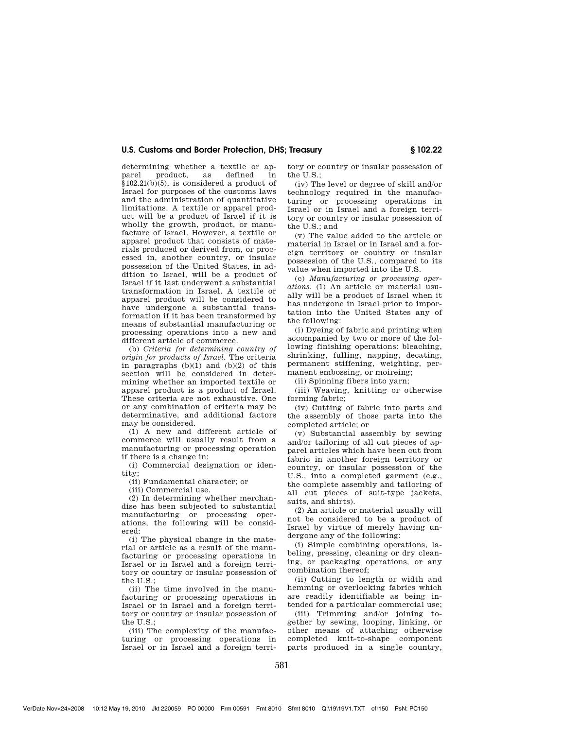determining whether a textile or apparel product, as defined in §102.21(b)(5), is considered a product of Israel for purposes of the customs laws and the administration of quantitative limitations. A textile or apparel product will be a product of Israel if it is wholly the growth, product, or manufacture of Israel. However, a textile or apparel product that consists of materials produced or derived from, or processed in, another country, or insular possession of the United States, in addition to Israel, will be a product of Israel if it last underwent a substantial transformation in Israel. A textile or apparel product will be considered to have undergone a substantial transformation if it has been transformed by means of substantial manufacturing or processing operations into a new and different article of commerce.

(b) *Criteria for determining country of origin for products of Israel.* The criteria in paragraphs (b)(1) and (b)(2) of this section will be considered in determining whether an imported textile or apparel product is a product of Israel. These criteria are not exhaustive. One or any combination of criteria may be determinative, and additional factors may be considered.

(1) A new and different article of commerce will usually result from a manufacturing or processing operation if there is a change in:

(i) Commercial designation or identity;

(ii) Fundamental character; or

(iii) Commercial use.

(2) In determining whether merchandise has been subjected to substantial manufacturing or processing operations, the following will be considered:

(i) The physical change in the material or article as a result of the manufacturing or processing operations in Israel or in Israel and a foreign territory or country or insular possession of the U.S.;

(ii) The time involved in the manufacturing or processing operations in Israel or in Israel and a foreign territory or country or insular possession of the U.S.;

(iii) The complexity of the manufacturing or processing operations in Israel or in Israel and a foreign territory or country or insular possession of the U.S.;

(iv) The level or degree of skill and/or technology required in the manufacturing or processing operations in Israel or in Israel and a foreign territory or country or insular possession of the U.S.; and

(v) The value added to the article or material in Israel or in Israel and a foreign territory or country or insular possession of the U.S., compared to its value when imported into the U.S.

(c) *Manufacturing or processing operations.* (1) An article or material usually will be a product of Israel when it has undergone in Israel prior to importation into the United States any of the following:

(i) Dyeing of fabric and printing when accompanied by two or more of the following finishing operations: bleaching, shrinking, fulling, napping, decating, permanent stiffening, weighting, permanent embossing, or moireing;

(ii) Spinning fibers into yarn;

(iii) Weaving, knitting or otherwise forming fabric;

(iv) Cutting of fabric into parts and the assembly of those parts into the completed article; or

(v) Substantial assembly by sewing and/or tailoring of all cut pieces of apparel articles which have been cut from fabric in another foreign territory or country, or insular possession of the U.S., into a completed garment (e.g., the complete assembly and tailoring of all cut pieces of suit-type jackets, suits, and shirts).

(2) An article or material usually will not be considered to be a product of Israel by virtue of merely having undergone any of the following:

(i) Simple combining operations, labeling, pressing, cleaning or dry cleaning, or packaging operations, or any combination thereof;

(ii) Cutting to length or width and hemming or overlocking fabrics which are readily identifiable as being intended for a particular commercial use;

(iii) Trimming and/or joining together by sewing, looping, linking, or other means of attaching otherwise completed knit-to-shape component parts produced in a single country,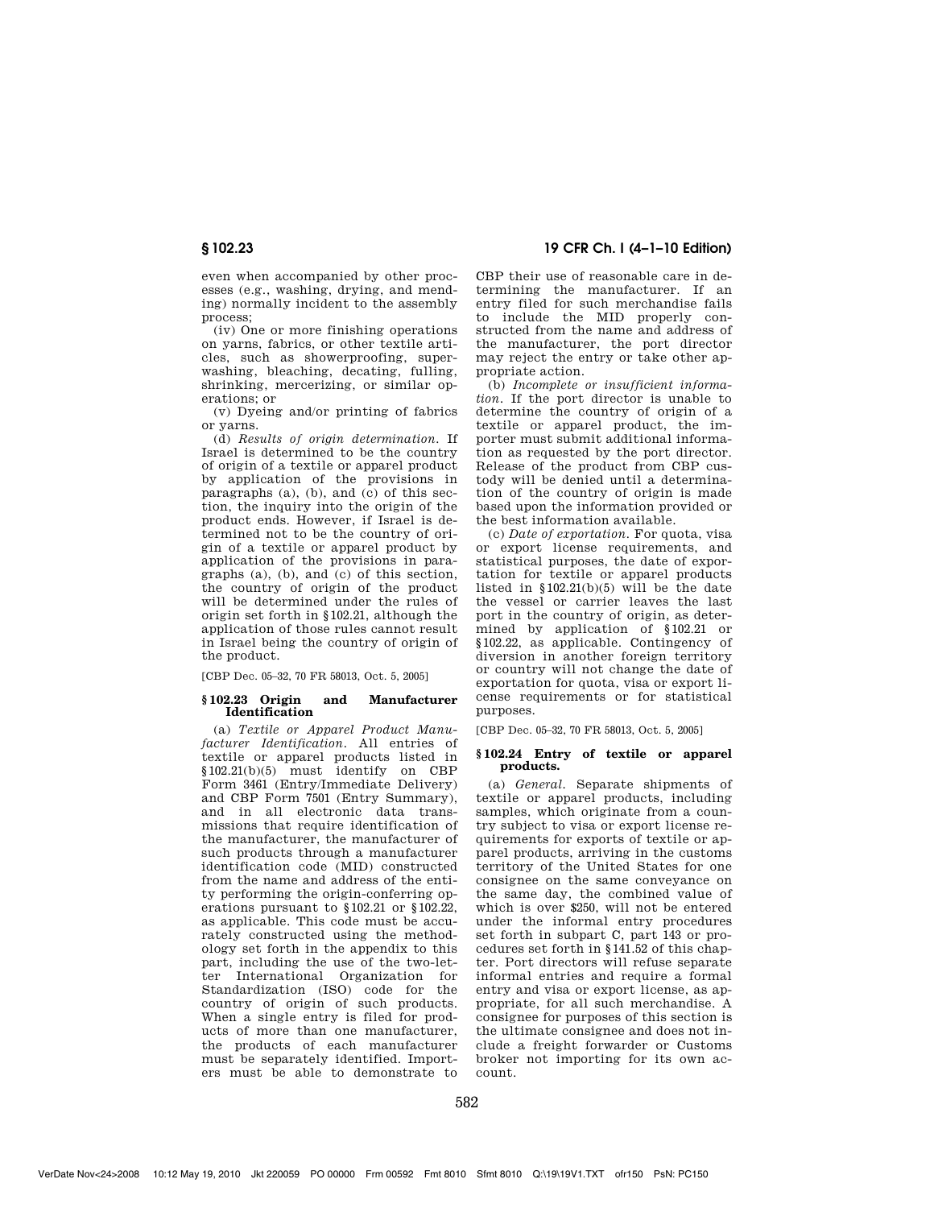even when accompanied by other processes (e.g., washing, drying, and mending) normally incident to the assembly process;

(iv) One or more finishing operations on yarns, fabrics, or other textile articles, such as showerproofing, superwashing, bleaching, decating, fulling, shrinking, mercerizing, or similar operations; or

(v) Dyeing and/or printing of fabrics or yarns.

(d) *Results of origin determination.* If Israel is determined to be the country of origin of a textile or apparel product by application of the provisions in paragraphs (a), (b), and (c) of this section, the inquiry into the origin of the product ends. However, if Israel is determined not to be the country of origin of a textile or apparel product by application of the provisions in paragraphs (a), (b), and (c) of this section, the country of origin of the product will be determined under the rules of origin set forth in §102.21, although the application of those rules cannot result in Israel being the country of origin of the product.

[CBP Dec. 05–32, 70 FR 58013, Oct. 5, 2005]

## §102.23 Origin and Manufacturer Identification

(a) *Textile or Apparel Product Manufacturer Identification.* All entries of textile or apparel products listed in §102.21(b)(5) must identify on CBP Form 3461 (Entry/Immediate Delivery) and CBP Form 7501 (Entry Summary), and in all electronic data transmissions that require identification of the manufacturer, the manufacturer of such products through a manufacturer identification code (MID) constructed from the name and address of the entity performing the origin-conferring operations pursuant to §102.21 or §102.22, as applicable. This code must be accurately constructed using the methodology set forth in the appendix to this part, including the use of the two-letter International Organization for Standardization (ISO) code for the country of origin of such products. When a single entry is filed for products of more than one manufacturer, the products of each manufacturer must be separately identified. Importers must be able to demonstrate to CBP their use of reasonable care in determining the manufacturer. If an entry filed for such merchandise fails to include the MID properly constructed from the name and address of the manufacturer, the port director may reject the entry or take other appropriate action.

(b) *Incomplete or insufficient information.* If the port director is unable to determine the country of origin of a textile or apparel product, the importer must submit additional information as requested by the port director. Release of the product from CBP custody will be denied until a determination of the country of origin is made based upon the information provided or the best information available.

(c) *Date of exportation.* For quota, visa or export license requirements, and statistical purposes, the date of exportation for textile or apparel products listed in §102.21(b)(5) will be the date the vessel or carrier leaves the last port in the country of origin, as determined by application of §102.21 or §102.22, as applicable. Contingency of diversion in another foreign territory or country will not change the date of exportation for quota, visa or export license requirements or for statistical purposes.

[CBP Dec. 05–32, 70 FR 58013, Oct. 5, 2005]

## §102.24 Entry of textile or apparel products.

(a) *General.* Separate shipments of textile or apparel products, including samples, which originate from a country subject to visa or export license requirements for exports of textile or apparel products, arriving in the customs territory of the United States for one consignee on the same conveyance on the same day, the combined value of which is over $250, will not be entered under the informal entry procedures set forth in subpart C, part 143 or procedures set forth in §141.52 of this chapter. Port directors will refuse separate informal entries and require a formal entry and visa or export license, as appropriate, for all such merchandise. A consignee for purposes of this section is the ultimate consignee and does not include a freight forwarder or Customs broker not importing for its own account.